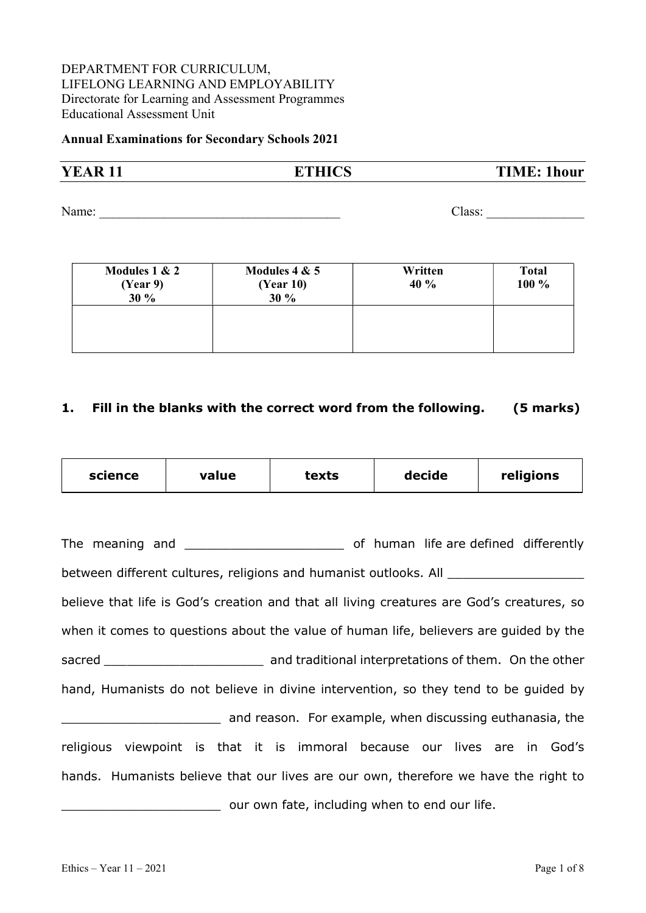DEPARTMENT FOR CURRICULUM,
LIFELONG LEARNING AND EMPLOYABILITY
Directorate for Learning and Assessment Programmes
Educational Assessment Unit

**Annual Examinations for Secondary Schools 2021**

## YEAR 11 — ETHICS — TIME: 1hour

Name: ____________________________________ Class: ______________

| Modules 1 & 2 (Year 9) 30 % | Modules 4 & 5 (Year 10) 30 % | Written 40 % | Total 100 % |
|---|---|---|---|
| | | | |

**1. Fill in the blanks with the correct word from the following. (5 marks)**

| science | value | texts | decide | religions |
|---|---|---|---|---|

The meaning and _____________________ of human life are defined differently between different cultures, religions and humanist outlooks. All _________________ believe that life is God's creation and that all living creatures are God's creatures, so when it comes to questions about the value of human life, believers are guided by the sacred _____________________ and traditional interpretations of them. On the other hand, Humanists do not believe in divine intervention, so they tend to be guided by _____________________ and reason. For example, when discussing euthanasia, the religious viewpoint is that it is immoral because our lives are in God's hands. Humanists believe that our lives are our own, therefore we have the right to _____________________ our own fate, including when to end our life.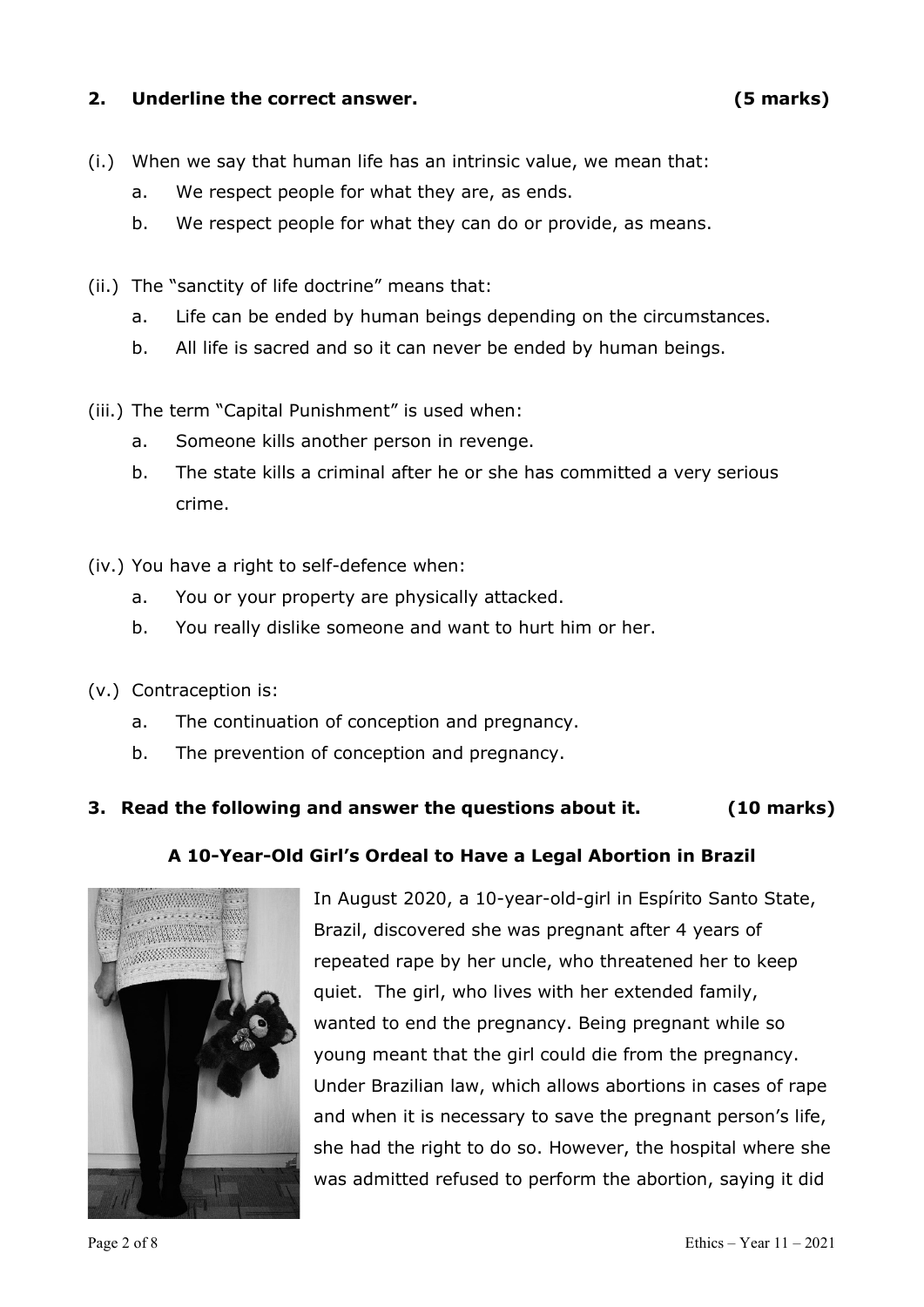## 2. Underline the correct answer. (5 marks)

(i.) When we say that human life has an intrinsic value, we mean that:

a. We respect people for what they are, as ends.

b. We respect people for what they can do or provide, as means.

(ii.) The "sanctity of life doctrine" means that:

a. Life can be ended by human beings depending on the circumstances.

b. All life is sacred and so it can never be ended by human beings.

(iii.) The term "Capital Punishment" is used when:

a. Someone kills another person in revenge.

b. The state kills a criminal after he or she has committed a very serious crime.

(iv.) You have a right to self-defence when:

a. You or your property are physically attacked.

b. You really dislike someone and want to hurt him or her.

(v.) Contraception is:

a. The continuation of conception and pregnancy.

b. The prevention of conception and pregnancy.

## 3. Read the following and answer the questions about it. (10 marks)

### A 10-Year-Old Girl's Ordeal to Have a Legal Abortion in Brazil

In August 2020, a 10-year-old-girl in Espírito Santo State, Brazil, discovered she was pregnant after 4 years of repeated rape by her uncle, who threatened her to keep quiet. The girl, who lives with her extended family, wanted to end the pregnancy. Being pregnant while so young meant that the girl could die from the pregnancy. Under Brazilian law, which allows abortions in cases of rape and when it is necessary to save the pregnant person's life, she had the right to do so. However, the hospital where she was admitted refused to perform the abortion, saying it did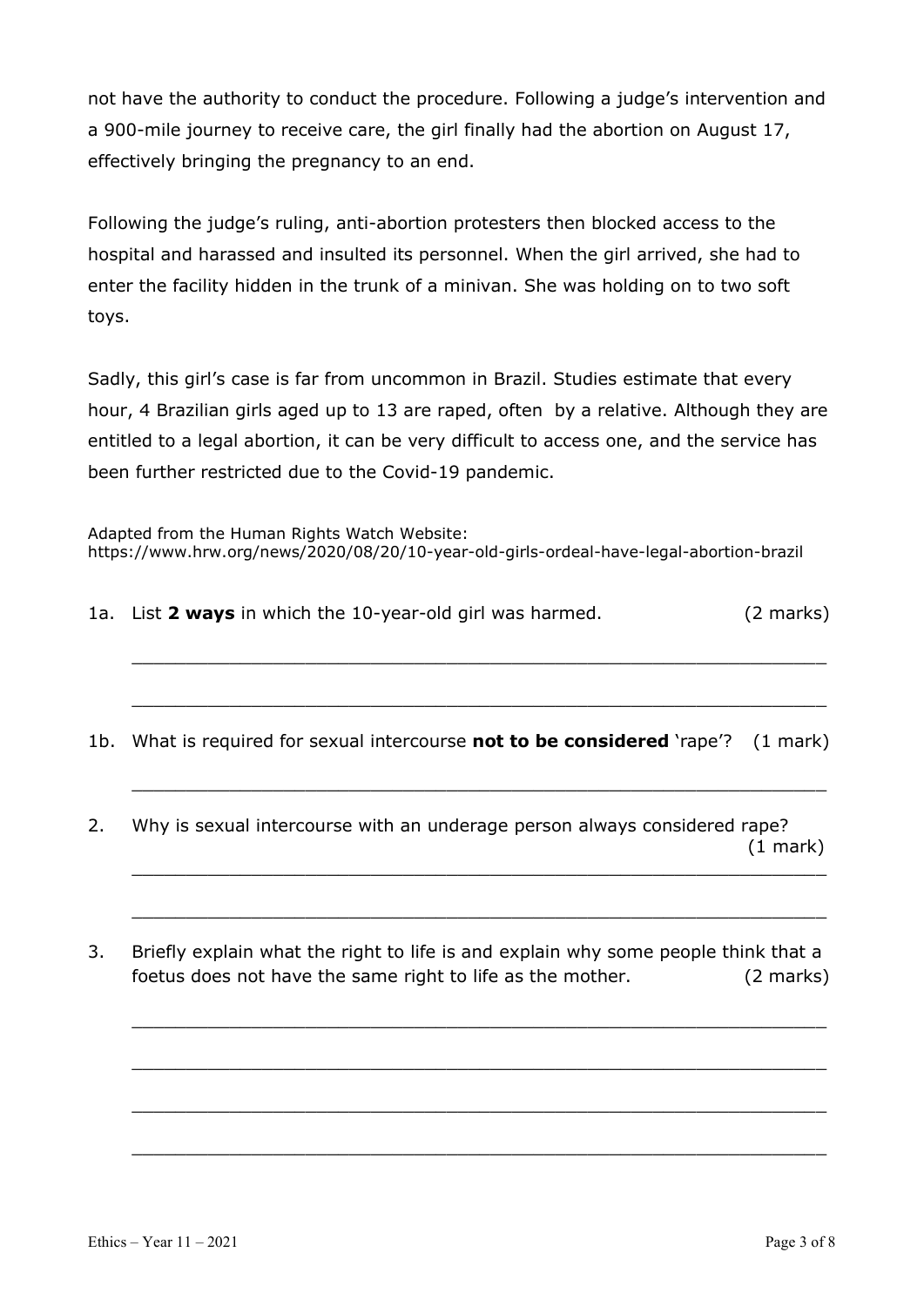not have the authority to conduct the procedure. Following a judge's intervention and a 900-mile journey to receive care, the girl finally had the abortion on August 17, effectively bringing the pregnancy to an end.

Following the judge's ruling, anti-abortion protesters then blocked access to the hospital and harassed and insulted its personnel. When the girl arrived, she had to enter the facility hidden in the trunk of a minivan. She was holding on to two soft toys.

Sadly, this girl's case is far from uncommon in Brazil. Studies estimate that every hour, 4 Brazilian girls aged up to 13 are raped, often by a relative. Although they are entitled to a legal abortion, it can be very difficult to access one, and the service has been further restricted due to the Covid-19 pandemic.

Adapted from the Human Rights Watch Website:
https://www.hrw.org/news/2020/08/20/10-year-old-girls-ordeal-have-legal-abortion-brazil

1a. List **2 ways** in which the 10-year-old girl was harmed. (2 marks)

______________________________________________________________

______________________________________________________________

1b. What is required for sexual intercourse **not to be considered** 'rape'? (1 mark)

______________________________________________________________

2. Why is sexual intercourse with an underage person always considered rape? (1 mark)

______________________________________________________________

______________________________________________________________

3. Briefly explain what the right to life is and explain why some people think that a foetus does not have the same right to life as the mother. (2 marks)

______________________________________________________________

______________________________________________________________

______________________________________________________________

______________________________________________________________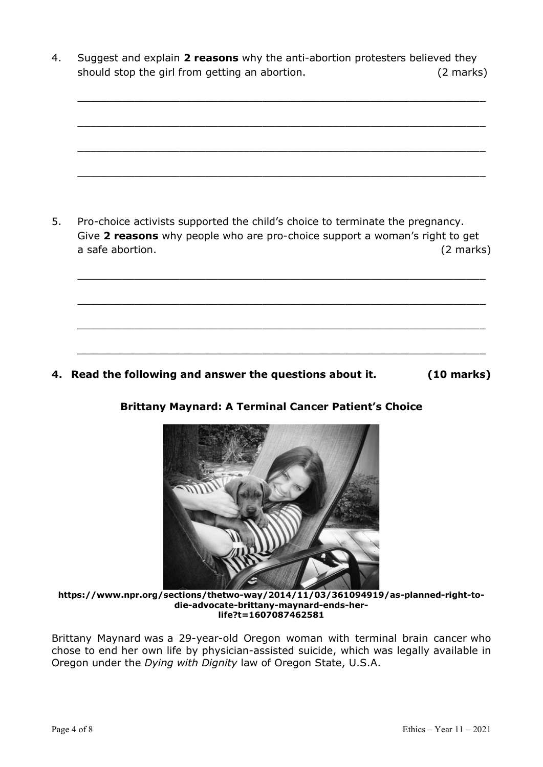4. Suggest and explain **2 reasons** why the anti-abortion protesters believed they should stop the girl from getting an abortion. (2 marks)

_______________________________________________________________

_______________________________________________________________

_______________________________________________________________

_______________________________________________________________

5. Pro-choice activists supported the child's choice to terminate the pregnancy. Give **2 reasons** why people who are pro-choice support a woman's right to get a safe abortion. (2 marks)

_______________________________________________________________

_______________________________________________________________

_______________________________________________________________

_______________________________________________________________

**4. Read the following and answer the questions about it. (10 marks)**

**Brittany Maynard: A Terminal Cancer Patient's Choice**

**https://www.npr.org/sections/thetwo-way/2014/11/03/361094919/as-planned-right-to-die-advocate-brittany-maynard-ends-her-life?t=1607087462581**

Brittany Maynard was a 29-year-old Oregon woman with terminal brain cancer who chose to end her own life by physician-assisted suicide, which was legally available in Oregon under the *Dying with Dignity* law of Oregon State, U.S.A.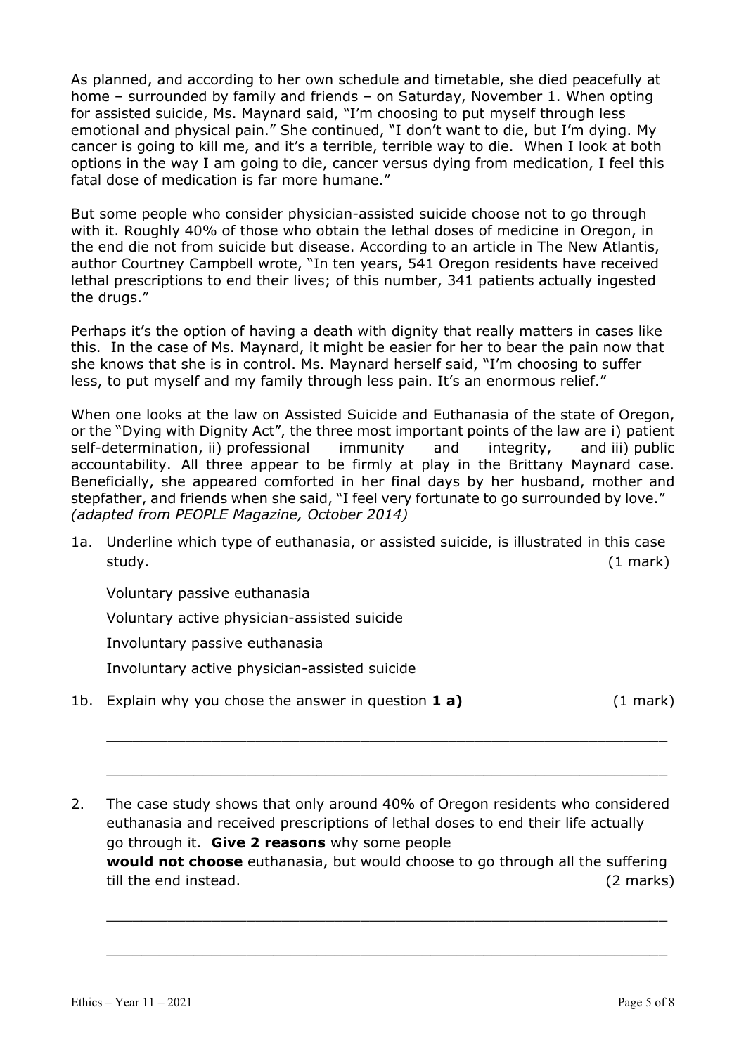As planned, and according to her own schedule and timetable, she died peacefully at home – surrounded by family and friends – on Saturday, November 1. When opting for assisted suicide, Ms. Maynard said, "I'm choosing to put myself through less emotional and physical pain." She continued, "I don't want to die, but I'm dying. My cancer is going to kill me, and it's a terrible, terrible way to die. When I look at both options in the way I am going to die, cancer versus dying from medication, I feel this fatal dose of medication is far more humane."

But some people who consider physician-assisted suicide choose not to go through with it. Roughly 40% of those who obtain the lethal doses of medicine in Oregon, in the end die not from suicide but disease. According to an article in The New Atlantis, author Courtney Campbell wrote, "In ten years, 541 Oregon residents have received lethal prescriptions to end their lives; of this number, 341 patients actually ingested the drugs."

Perhaps it's the option of having a death with dignity that really matters in cases like this. In the case of Ms. Maynard, it might be easier for her to bear the pain now that she knows that she is in control. Ms. Maynard herself said, "I'm choosing to suffer less, to put myself and my family through less pain. It's an enormous relief."

When one looks at the law on Assisted Suicide and Euthanasia of the state of Oregon, or the "Dying with Dignity Act", the three most important points of the law are i) patient self-determination, ii) professional immunity and integrity, and iii) public accountability. All three appear to be firmly at play in the Brittany Maynard case. Beneficially, she appeared comforted in her final days by her husband, mother and stepfather, and friends when she said, "I feel very fortunate to go surrounded by love."
*(adapted from PEOPLE Magazine, October 2014)*

1a. Underline which type of euthanasia, or assisted suicide, is illustrated in this case study. (1 mark)

Voluntary passive euthanasia

Voluntary active physician-assisted suicide

Involuntary passive euthanasia

Involuntary active physician-assisted suicide

1b. Explain why you chose the answer in question **1 a)** (1 mark)

_______________________________________________________________

_______________________________________________________________

2. The case study shows that only around 40% of Oregon residents who considered euthanasia and received prescriptions of lethal doses to end their life actually go through it. **Give 2 reasons** why some people **would not choose** euthanasia, but would choose to go through all the suffering till the end instead. (2 marks)

_______________________________________________________________

_______________________________________________________________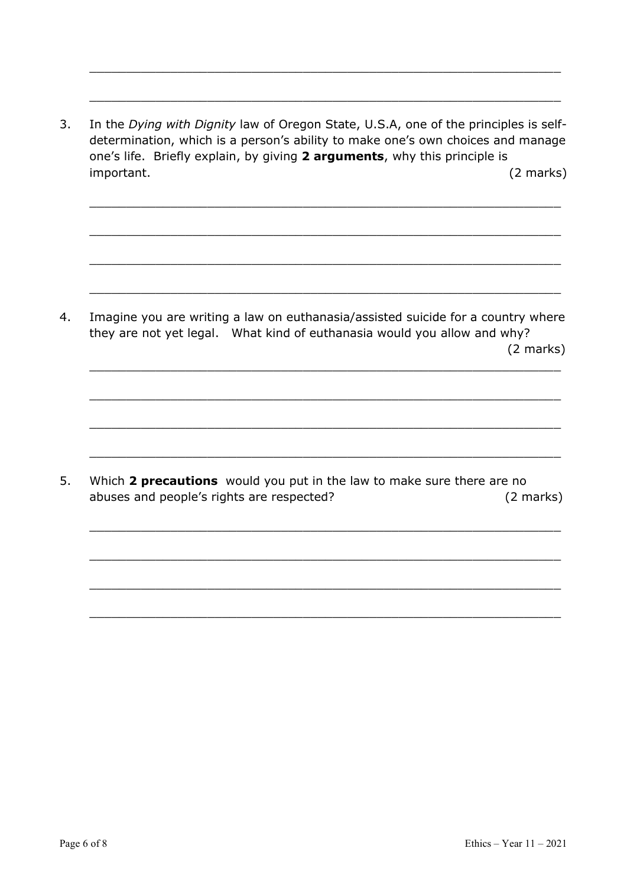\_\_\_\_\_\_\_\_\_\_\_\_\_\_\_\_\_\_\_\_\_\_\_\_\_\_\_\_\_\_\_\_\_\_\_\_\_\_\_\_\_\_\_\_\_\_\_\_\_\_\_\_\_\_\_\_\_\_\_\_

\_\_\_\_\_\_\_\_\_\_\_\_\_\_\_\_\_\_\_\_\_\_\_\_\_\_\_\_\_\_\_\_\_\_\_\_\_\_\_\_\_\_\_\_\_\_\_\_\_\_\_\_\_\_\_\_\_\_\_\_

3. In the *Dying with Dignity* law of Oregon State, U.S.A, one of the principles is self-determination, which is a person's ability to make one's own choices and manage one's life. Briefly explain, by giving **2 arguments**, why this principle is important. (2 marks)

\_\_\_\_\_\_\_\_\_\_\_\_\_\_\_\_\_\_\_\_\_\_\_\_\_\_\_\_\_\_\_\_\_\_\_\_\_\_\_\_\_\_\_\_\_\_\_\_\_\_\_\_\_\_\_\_\_\_\_\_

\_\_\_\_\_\_\_\_\_\_\_\_\_\_\_\_\_\_\_\_\_\_\_\_\_\_\_\_\_\_\_\_\_\_\_\_\_\_\_\_\_\_\_\_\_\_\_\_\_\_\_\_\_\_\_\_\_\_\_\_

\_\_\_\_\_\_\_\_\_\_\_\_\_\_\_\_\_\_\_\_\_\_\_\_\_\_\_\_\_\_\_\_\_\_\_\_\_\_\_\_\_\_\_\_\_\_\_\_\_\_\_\_\_\_\_\_\_\_\_\_

\_\_\_\_\_\_\_\_\_\_\_\_\_\_\_\_\_\_\_\_\_\_\_\_\_\_\_\_\_\_\_\_\_\_\_\_\_\_\_\_\_\_\_\_\_\_\_\_\_\_\_\_\_\_\_\_\_\_\_\_

4. Imagine you are writing a law on euthanasia/assisted suicide for a country where they are not yet legal. What kind of euthanasia would you allow and why? (2 marks)

\_\_\_\_\_\_\_\_\_\_\_\_\_\_\_\_\_\_\_\_\_\_\_\_\_\_\_\_\_\_\_\_\_\_\_\_\_\_\_\_\_\_\_\_\_\_\_\_\_\_\_\_\_\_\_\_\_\_\_\_

\_\_\_\_\_\_\_\_\_\_\_\_\_\_\_\_\_\_\_\_\_\_\_\_\_\_\_\_\_\_\_\_\_\_\_\_\_\_\_\_\_\_\_\_\_\_\_\_\_\_\_\_\_\_\_\_\_\_\_\_

\_\_\_\_\_\_\_\_\_\_\_\_\_\_\_\_\_\_\_\_\_\_\_\_\_\_\_\_\_\_\_\_\_\_\_\_\_\_\_\_\_\_\_\_\_\_\_\_\_\_\_\_\_\_\_\_\_\_\_\_

\_\_\_\_\_\_\_\_\_\_\_\_\_\_\_\_\_\_\_\_\_\_\_\_\_\_\_\_\_\_\_\_\_\_\_\_\_\_\_\_\_\_\_\_\_\_\_\_\_\_\_\_\_\_\_\_\_\_\_\_

5. Which **2 precautions** would you put in the law to make sure there are no abuses and people's rights are respected? (2 marks)

\_\_\_\_\_\_\_\_\_\_\_\_\_\_\_\_\_\_\_\_\_\_\_\_\_\_\_\_\_\_\_\_\_\_\_\_\_\_\_\_\_\_\_\_\_\_\_\_\_\_\_\_\_\_\_\_\_\_\_\_

\_\_\_\_\_\_\_\_\_\_\_\_\_\_\_\_\_\_\_\_\_\_\_\_\_\_\_\_\_\_\_\_\_\_\_\_\_\_\_\_\_\_\_\_\_\_\_\_\_\_\_\_\_\_\_\_\_\_\_\_

\_\_\_\_\_\_\_\_\_\_\_\_\_\_\_\_\_\_\_\_\_\_\_\_\_\_\_\_\_\_\_\_\_\_\_\_\_\_\_\_\_\_\_\_\_\_\_\_\_\_\_\_\_\_\_\_\_\_\_\_

\_\_\_\_\_\_\_\_\_\_\_\_\_\_\_\_\_\_\_\_\_\_\_\_\_\_\_\_\_\_\_\_\_\_\_\_\_\_\_\_\_\_\_\_\_\_\_\_\_\_\_\_\_\_\_\_\_\_\_\_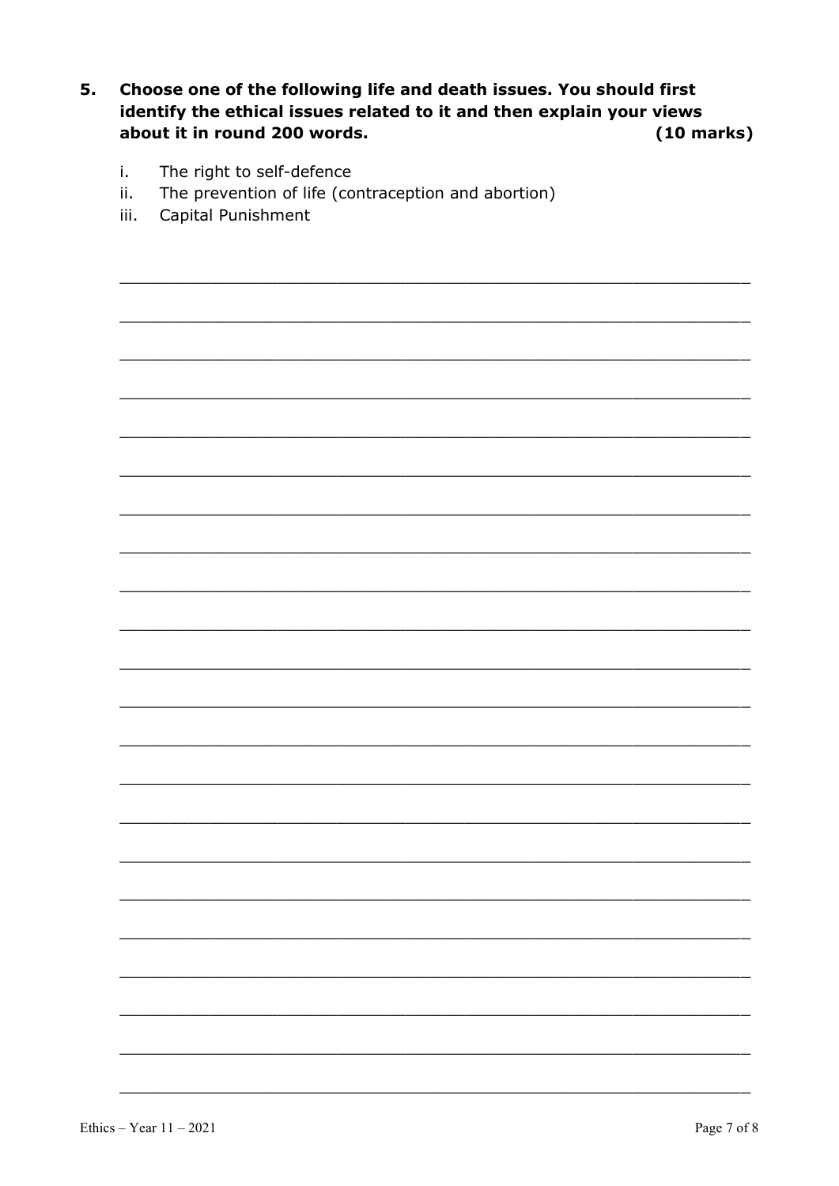**5. Choose one of the following life and death issues. You should first identify the ethical issues related to it and then explain your views about it in round 200 words. (10 marks)**

i. The right to self-defence

ii. The prevention of life (contraception and abortion)

iii. Capital Punishment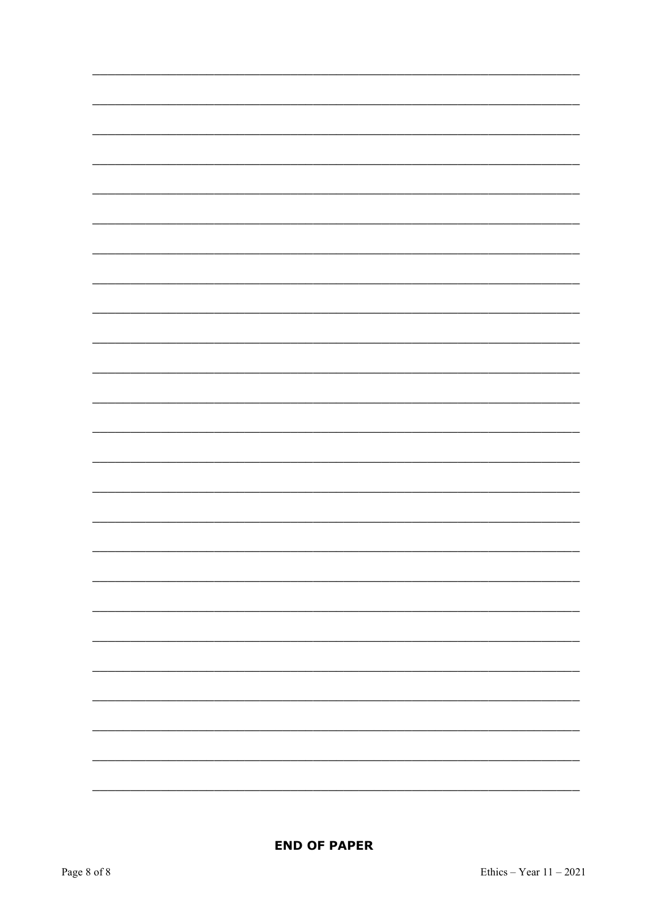**END OF PAPER**